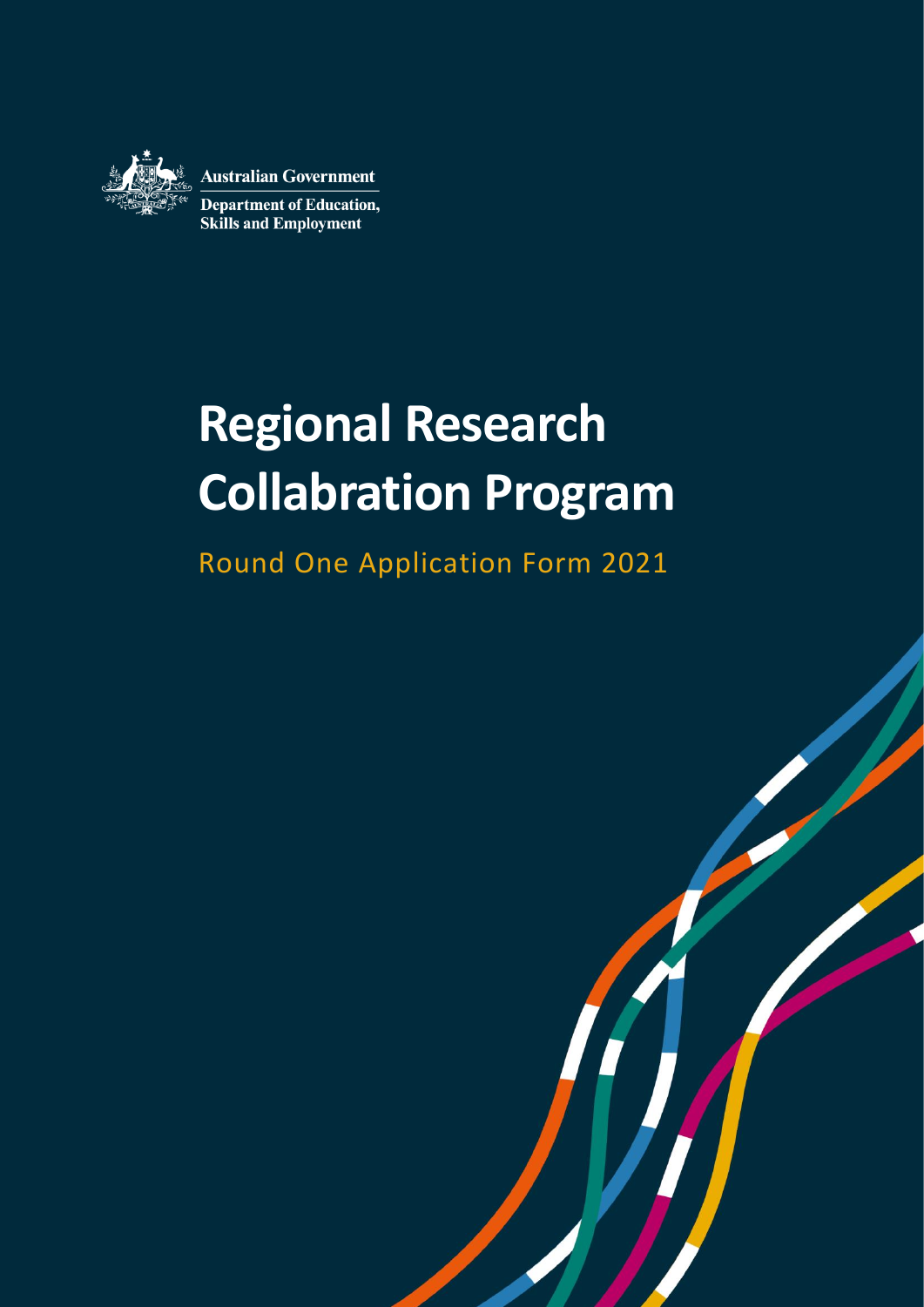Australian Government

Department of Education, Skills and Employment

# Regional Research Collaboration Program

Round One Application Form 2021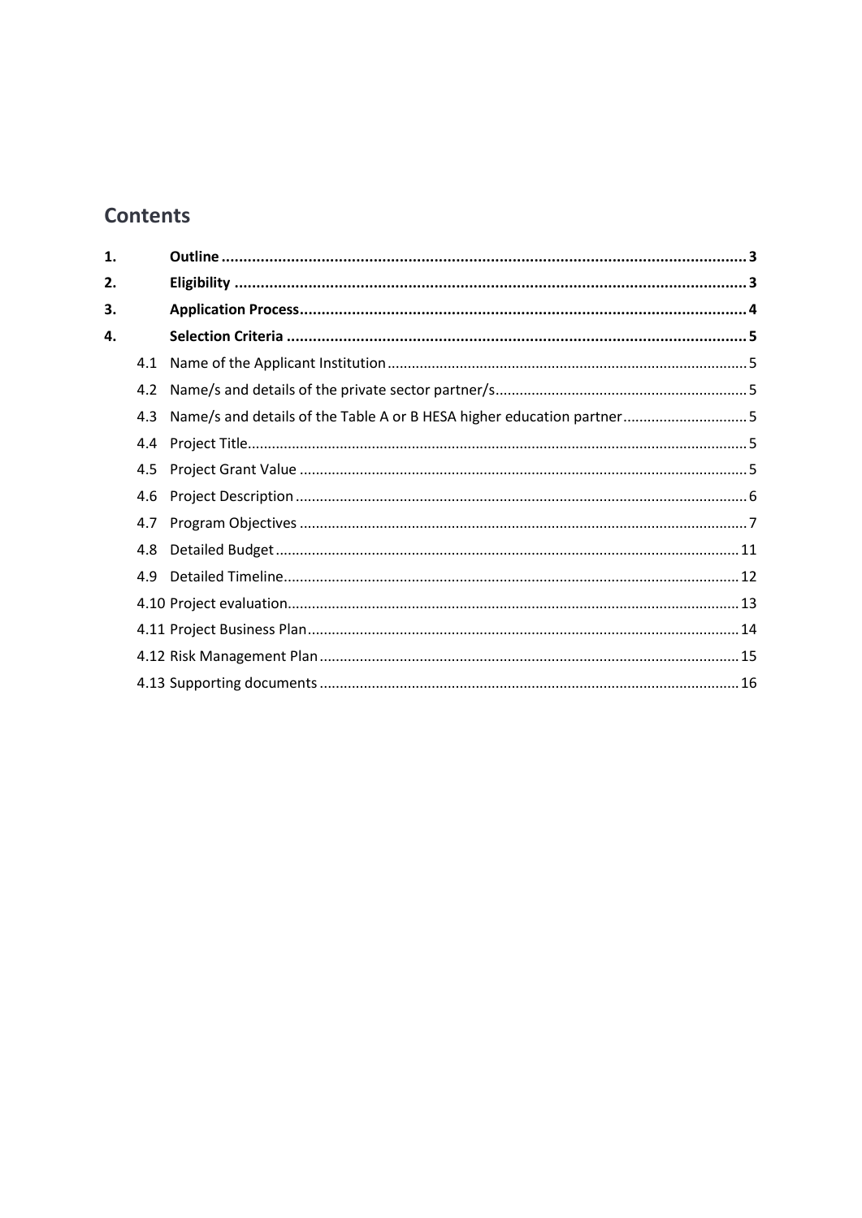## Contents

1. **Outline** ... 3
2. **Eligibility** ... 3
3. **Application Process** ... 4
4. **Selection Criteria** ... 5
   - 4.1 Name of the Applicant Institution ... 5
   - 4.2 Name/s and details of the private sector partner/s ... 5
   - 4.3 Name/s and details of the Table A or B HESA higher education partner ... 5
   - 4.4 Project Title ... 5
   - 4.5 Project Grant Value ... 5
   - 4.6 Project Description ... 6
   - 4.7 Program Objectives ... 7
   - 4.8 Detailed Budget ... 11
   - 4.9 Detailed Timeline ... 12
   - 4.10 Project evaluation ... 13
   - 4.11 Project Business Plan ... 14
   - 4.12 Risk Management Plan ... 15
   - 4.13 Supporting documents ... 16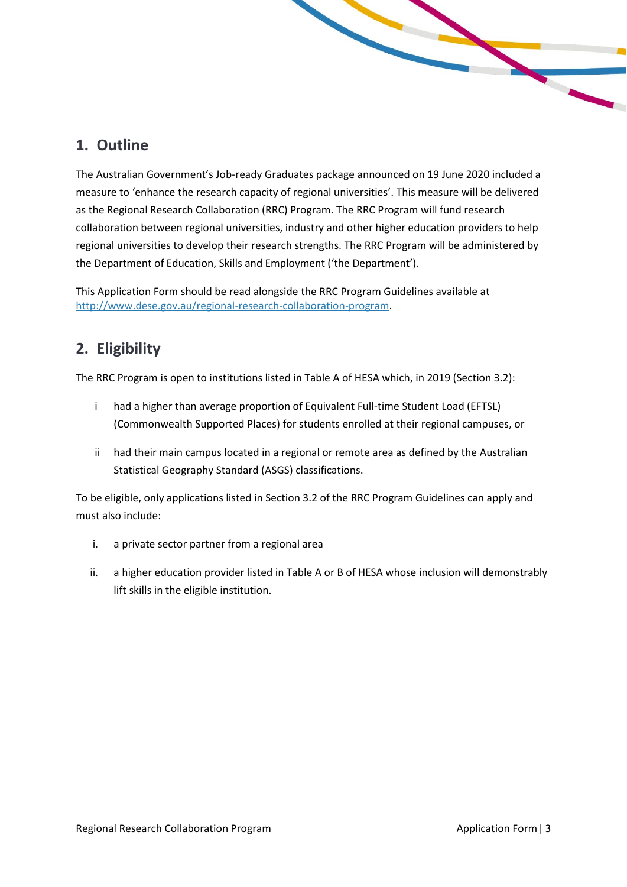## 1. Outline

The Australian Government's Job-ready Graduates package announced on 19 June 2020 included a measure to 'enhance the research capacity of regional universities'. This measure will be delivered as the Regional Research Collaboration (RRC) Program. The RRC Program will fund research collaboration between regional universities, industry and other higher education providers to help regional universities to develop their research strengths. The RRC Program will be administered by the Department of Education, Skills and Employment ('the Department').

This Application Form should be read alongside the RRC Program Guidelines available at [http://www.dese.gov.au/regional-research-collaboration-program](http://www.dese.gov.au/regional-research-collaboration-program).

## 2. Eligibility

The RRC Program is open to institutions listed in Table A of HESA which, in 2019 (Section 3.2):

- i had a higher than average proportion of Equivalent Full-time Student Load (EFTSL) (Commonwealth Supported Places) for students enrolled at their regional campuses, or
- ii had their main campus located in a regional or remote area as defined by the Australian Statistical Geography Standard (ASGS) classifications.

To be eligible, only applications listed in Section 3.2 of the RRC Program Guidelines can apply and must also include:

- i. a private sector partner from a regional area
- ii. a higher education provider listed in Table A or B of HESA whose inclusion will demonstrably lift skills in the eligible institution.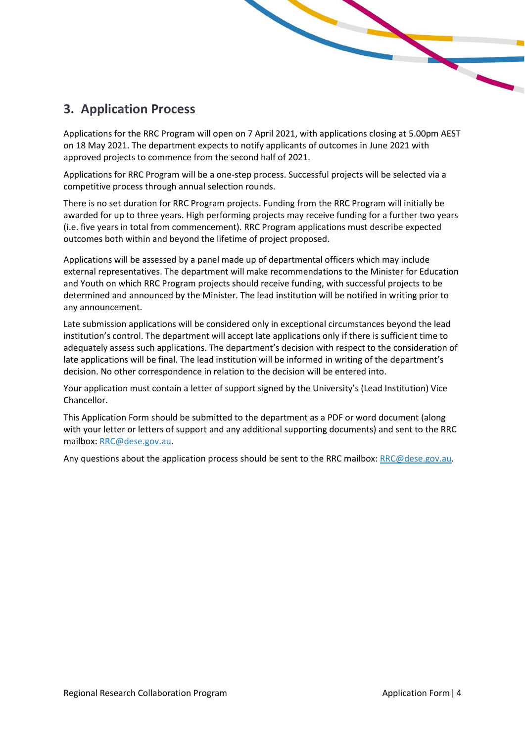## 3. Application Process

Applications for the RRC Program will open on 7 April 2021, with applications closing at 5.00pm AEST on 18 May 2021. The department expects to notify applicants of outcomes in June 2021 with approved projects to commence from the second half of 2021.

Applications for RRC Program will be a one-step process. Successful projects will be selected via a competitive process through annual selection rounds.

There is no set duration for RRC Program projects. Funding from the RRC Program will initially be awarded for up to three years. High performing projects may receive funding for a further two years (i.e. five years in total from commencement). RRC Program applications must describe expected outcomes both within and beyond the lifetime of project proposed.

Applications will be assessed by a panel made up of departmental officers which may include external representatives. The department will make recommendations to the Minister for Education and Youth on which RRC Program projects should receive funding, with successful projects to be determined and announced by the Minister. The lead institution will be notified in writing prior to any announcement.

Late submission applications will be considered only in exceptional circumstances beyond the lead institution's control. The department will accept late applications only if there is sufficient time to adequately assess such applications. The department's decision with respect to the consideration of late applications will be final. The lead institution will be informed in writing of the department's decision. No other correspondence in relation to the decision will be entered into.

Your application must contain a letter of support signed by the University's (Lead Institution) Vice Chancellor.

This Application Form should be submitted to the department as a PDF or word document (along with your letter or letters of support and any additional supporting documents) and sent to the RRC mailbox: RRC@dese.gov.au.

Any questions about the application process should be sent to the RRC mailbox: RRC@dese.gov.au.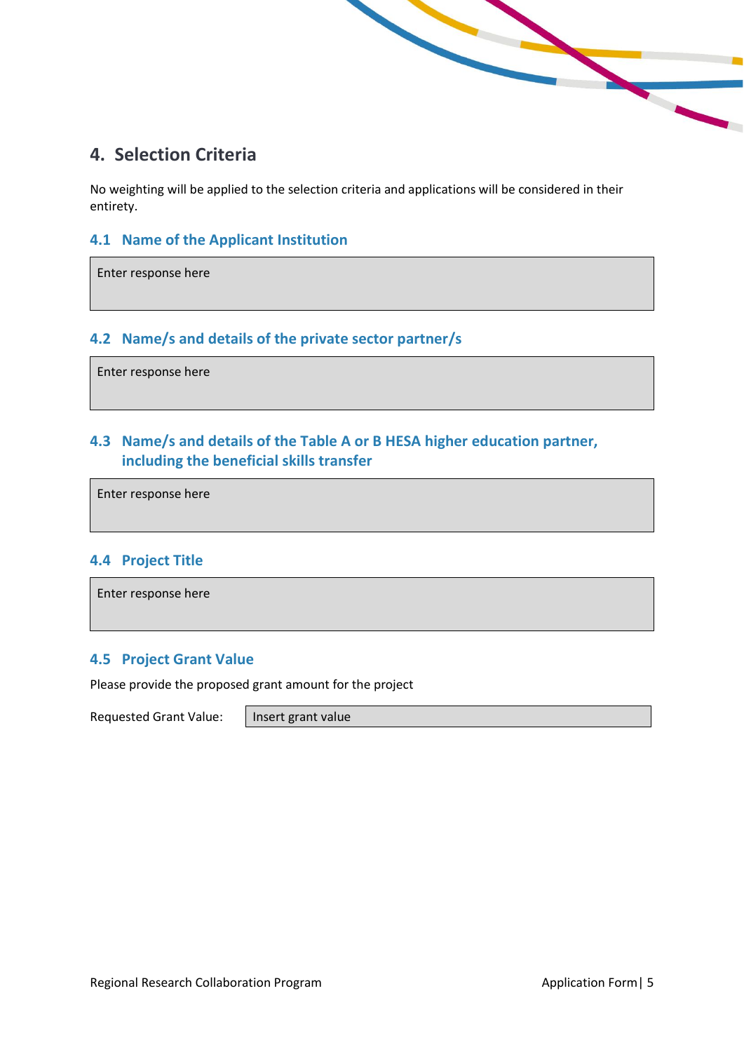## 4. Selection Criteria

No weighting will be applied to the selection criteria and applications will be considered in their entirety.

### 4.1 Name of the Applicant Institution

| Enter response here |
| --- |

### 4.2 Name/s and details of the private sector partner/s

| Enter response here |
| --- |

### 4.3 Name/s and details of the Table A or B HESA higher education partner, including the beneficial skills transfer

| Enter response here |
| --- |

### 4.4 Project Title

| Enter response here |
| --- |

### 4.5 Project Grant Value

Please provide the proposed grant amount for the project

| Requested Grant Value: | Insert grant value |
| --- | --- |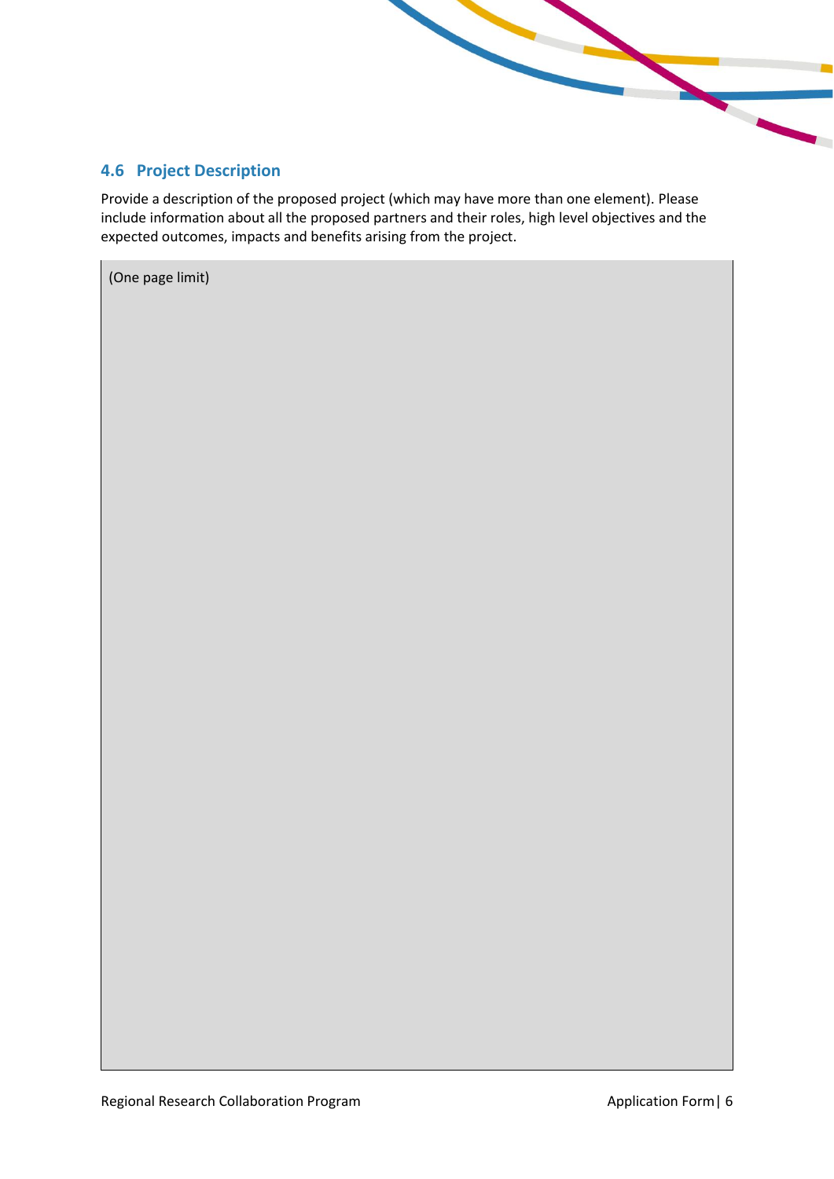### 4.6 Project Description

Provide a description of the proposed project (which may have more than one element). Please include information about all the proposed partners and their roles, high level objectives and the expected outcomes, impacts and benefits arising from the project.

| (One page limit) |
| --- |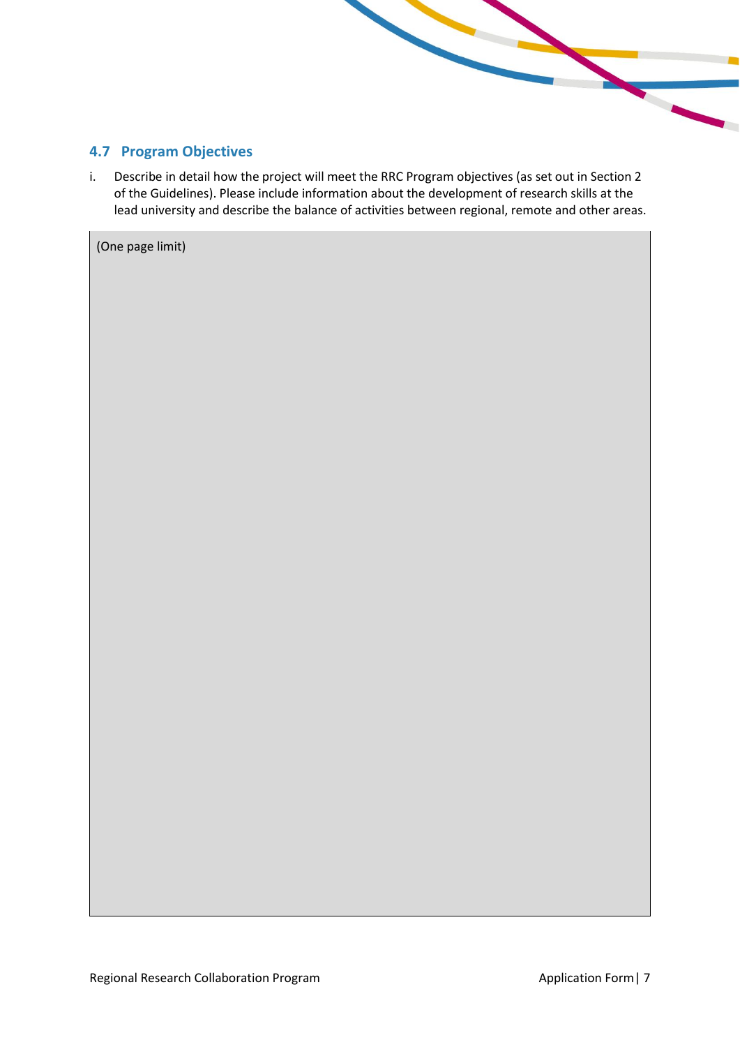### 4.7 Program Objectives

i. Describe in detail how the project will meet the RRC Program objectives (as set out in Section 2 of the Guidelines). Please include information about the development of research skills at the lead university and describe the balance of activities between regional, remote and other areas.

| (One page limit) |
| --- |
| |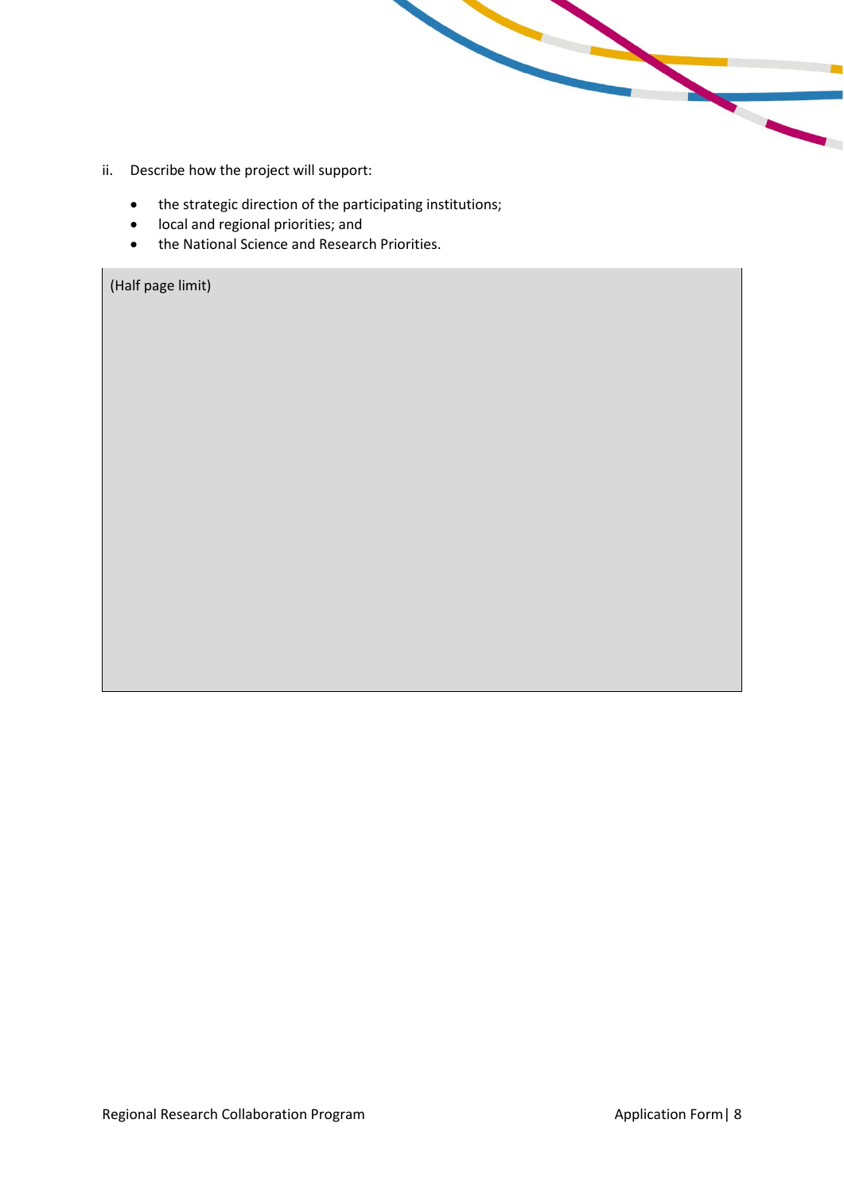ii. Describe how the project will support:

- the strategic direction of the participating institutions;
- local and regional priorities; and
- the National Science and Research Priorities.

| (Half page limit) |
|---|
| |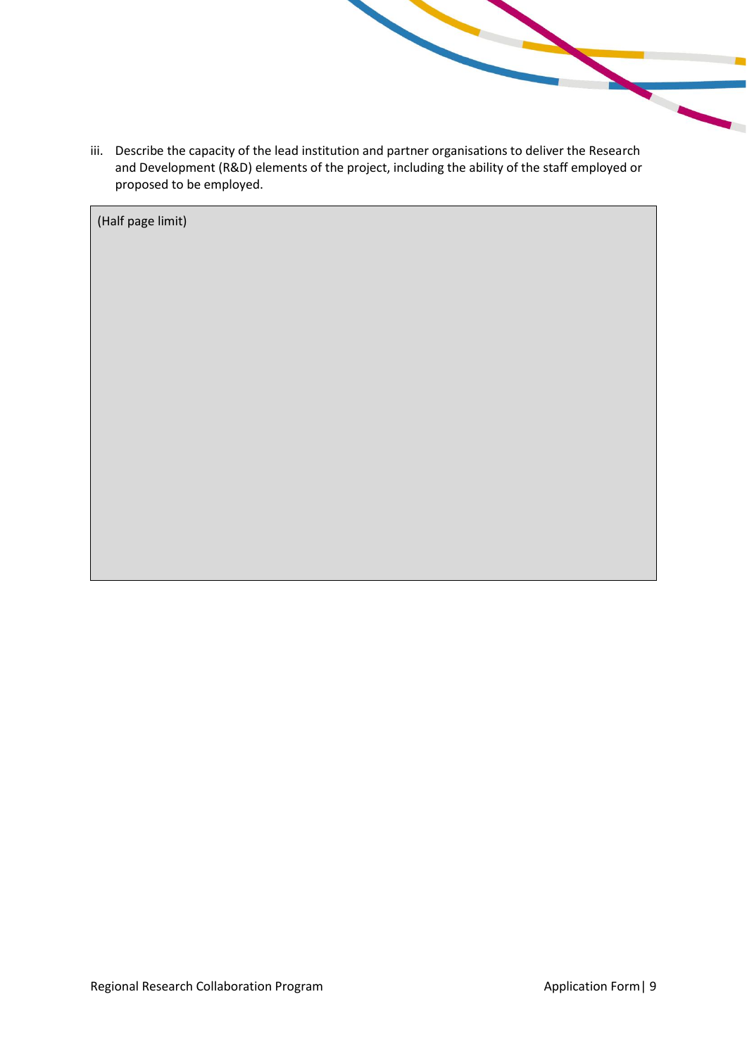iii. Describe the capacity of the lead institution and partner organisations to deliver the Research and Development (R&D) elements of the project, including the ability of the staff employed or proposed to be employed.

| (Half page limit) |
| --- |
| |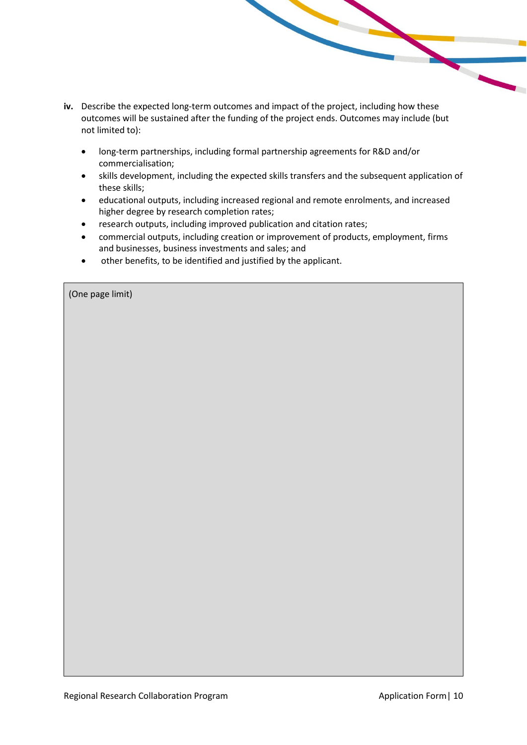**iv.** Describe the expected long-term outcomes and impact of the project, including how these outcomes will be sustained after the funding of the project ends. Outcomes may include (but not limited to):

- long-term partnerships, including formal partnership agreements for R&D and/or commercialisation;
- skills development, including the expected skills transfers and the subsequent application of these skills;
- educational outputs, including increased regional and remote enrolments, and increased higher degree by research completion rates;
- research outputs, including improved publication and citation rates;
- commercial outputs, including creation or improvement of products, employment, firms and businesses, business investments and sales; and
- other benefits, to be identified and justified by the applicant.

| (One page limit) |
| --- |
| |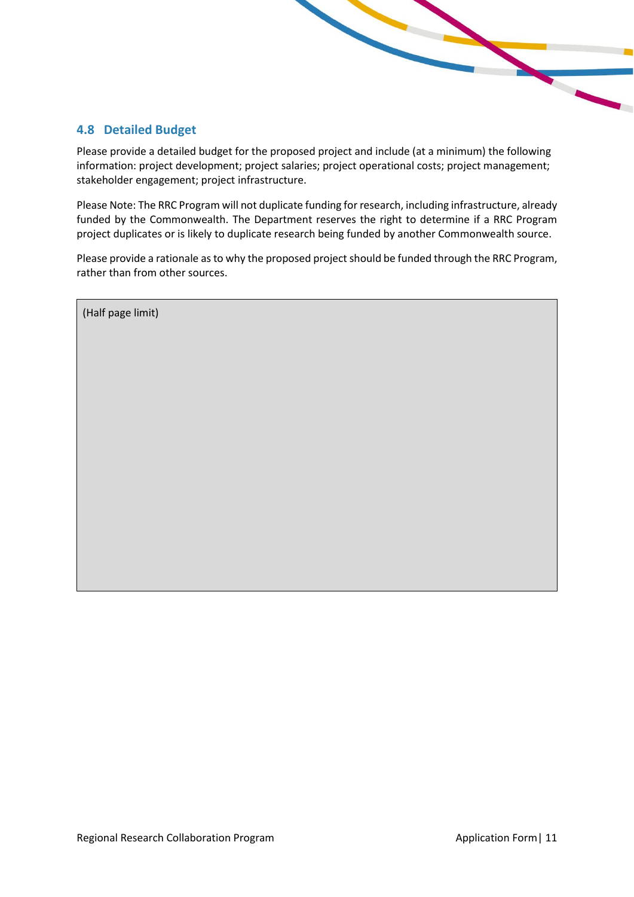## 4.8 Detailed Budget

Please provide a detailed budget for the proposed project and include (at a minimum) the following information: project development; project salaries; project operational costs; project management; stakeholder engagement; project infrastructure.

Please Note: The RRC Program will not duplicate funding for research, including infrastructure, already funded by the Commonwealth. The Department reserves the right to determine if a RRC Program project duplicates or is likely to duplicate research being funded by another Commonwealth source.

Please provide a rationale as to why the proposed project should be funded through the RRC Program, rather than from other sources.

| (Half page limit) |
|---|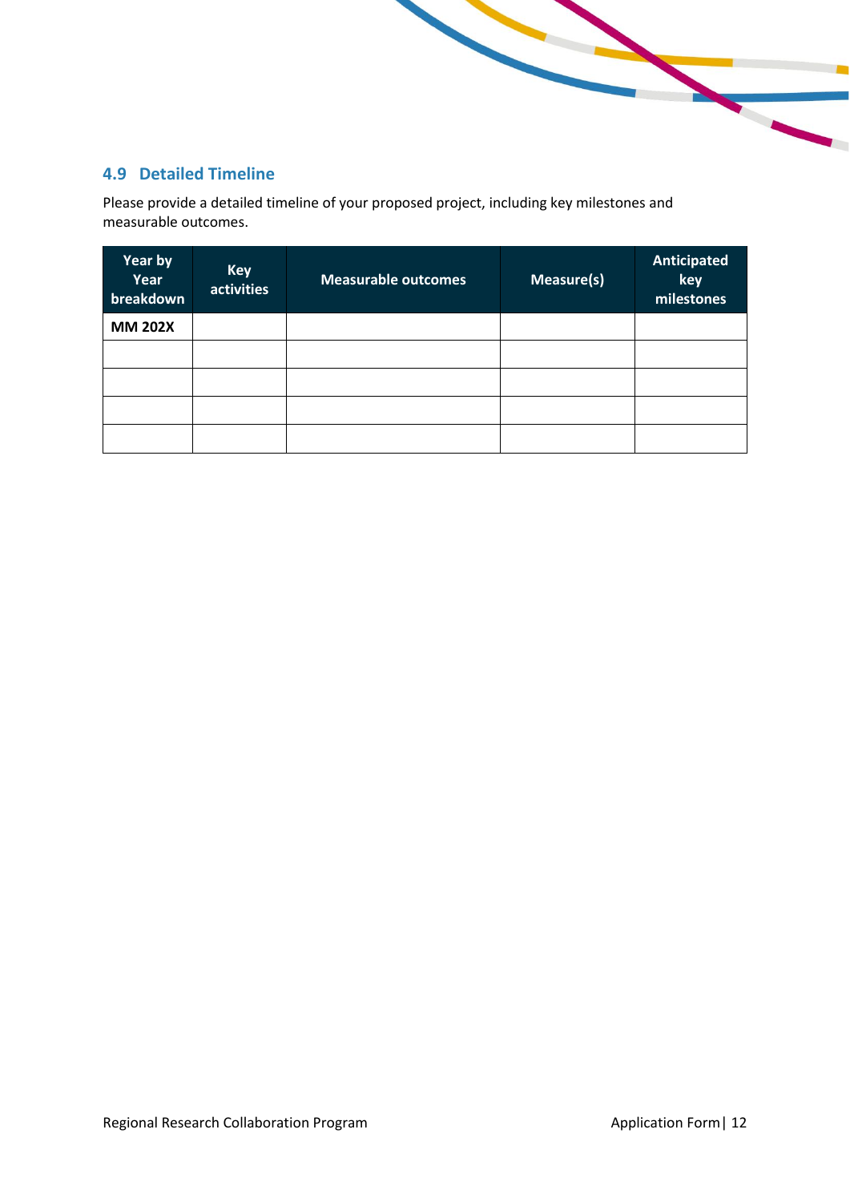## 4.9 Detailed Timeline

Please provide a detailed timeline of your proposed project, including key milestones and measurable outcomes.

| Year by Year breakdown | Key activities | Measurable outcomes | Measure(s) | Anticipated key milestones |
|---|---|---|---|---|
| **MM 202X** | | | | |
| | | | | |
| | | | | |
| | | | | |
| | | | | |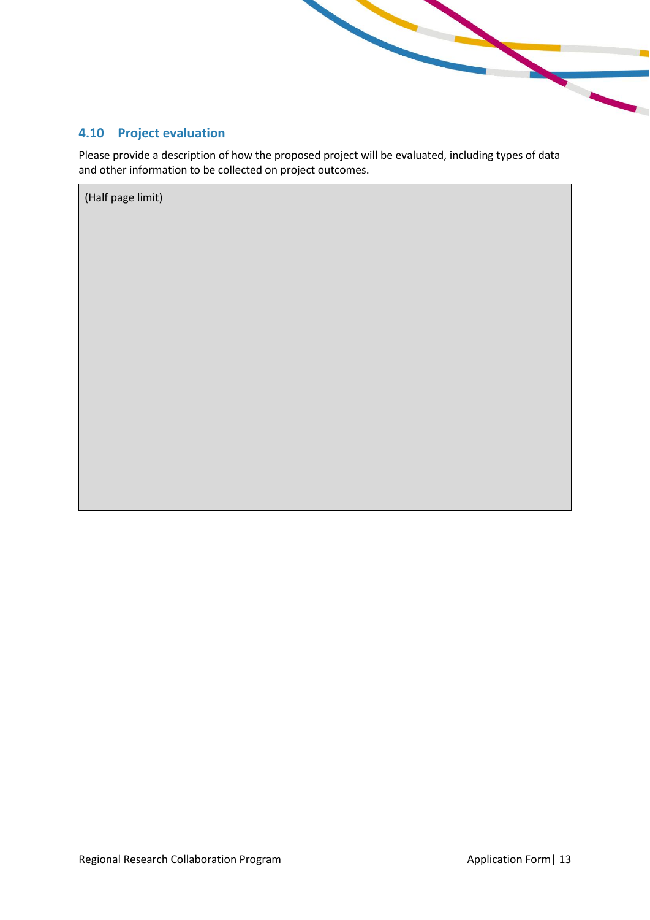## 4.10 Project evaluation

Please provide a description of how the proposed project will be evaluated, including types of data and other information to be collected on project outcomes.

| (Half page limit) |
|---|
| |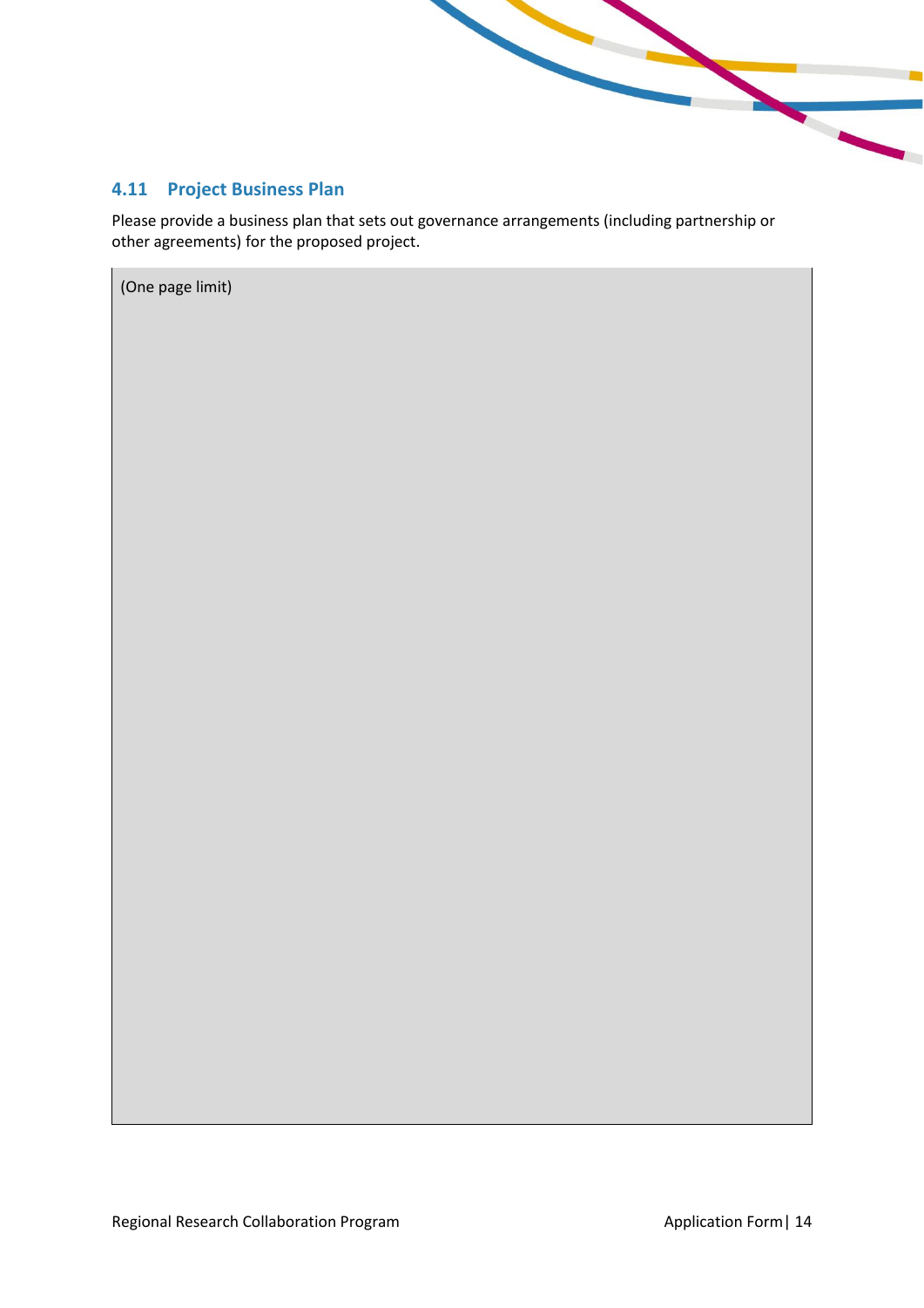## 4.11 Project Business Plan

Please provide a business plan that sets out governance arrangements (including partnership or other agreements) for the proposed project.

| (One page limit) |
|---|
| |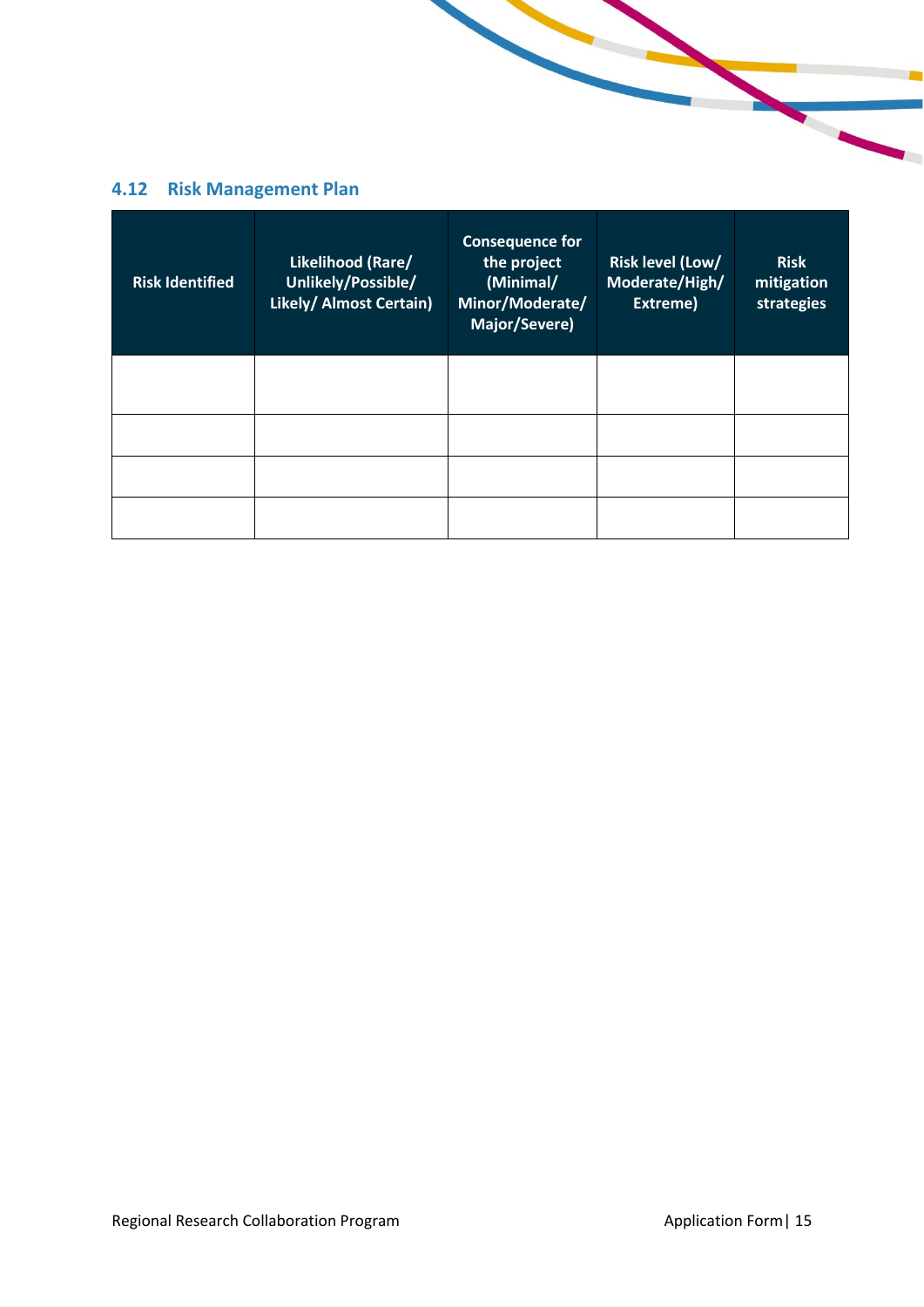## 4.12 Risk Management Plan

| Risk Identified | Likelihood (Rare/ Unlikely/Possible/ Likely/ Almost Certain) | Consequence for the project (Minimal/ Minor/Moderate/ Major/Severe) | Risk level (Low/ Moderate/High/ Extreme) | Risk mitigation strategies |
|---|---|---|---|---|
| | | | | |
| | | | | |
| | | | | |
| | | | | |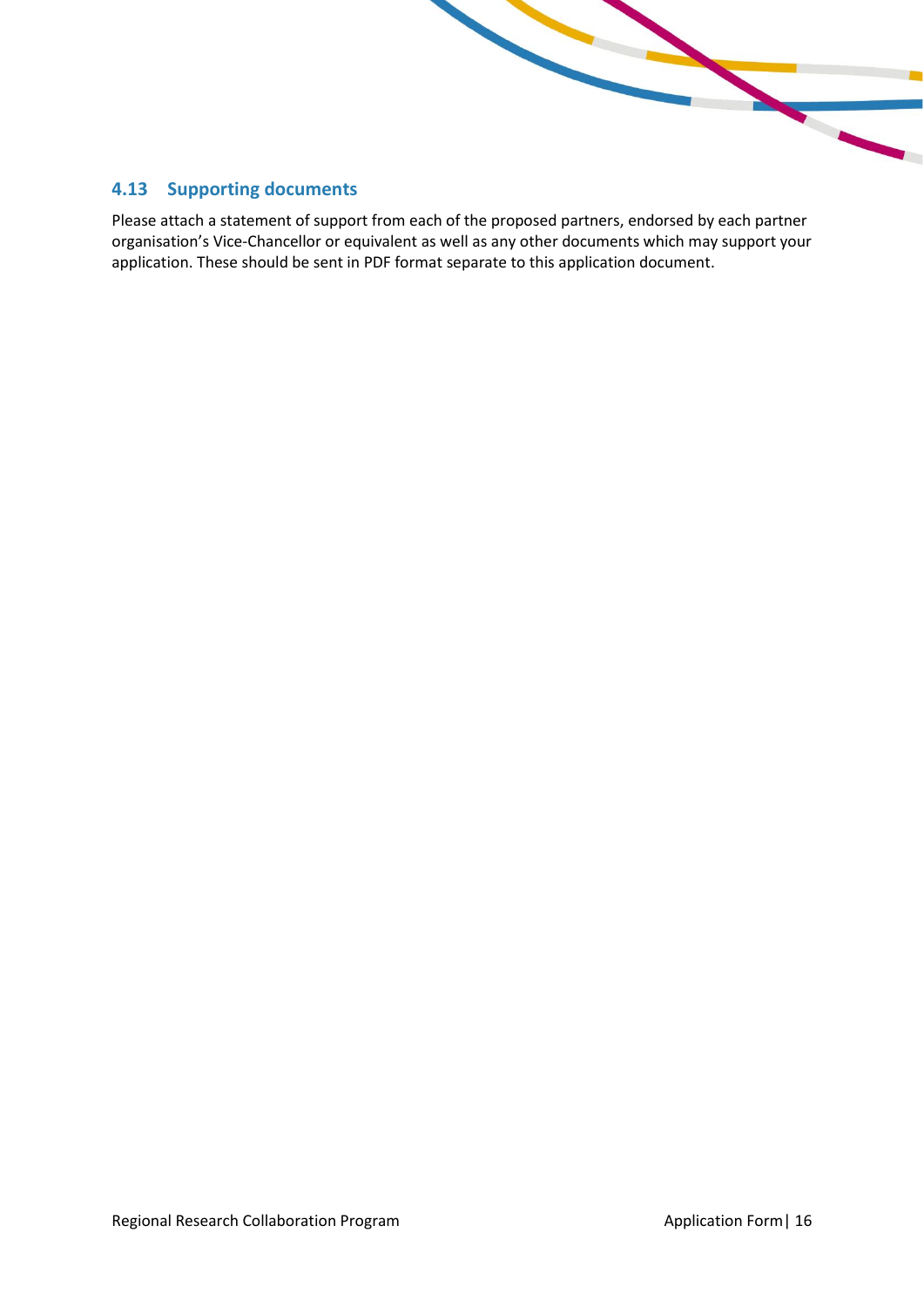## 4.13 Supporting documents

Please attach a statement of support from each of the proposed partners, endorsed by each partner organisation's Vice-Chancellor or equivalent as well as any other documents which may support your application. These should be sent in PDF format separate to this application document.